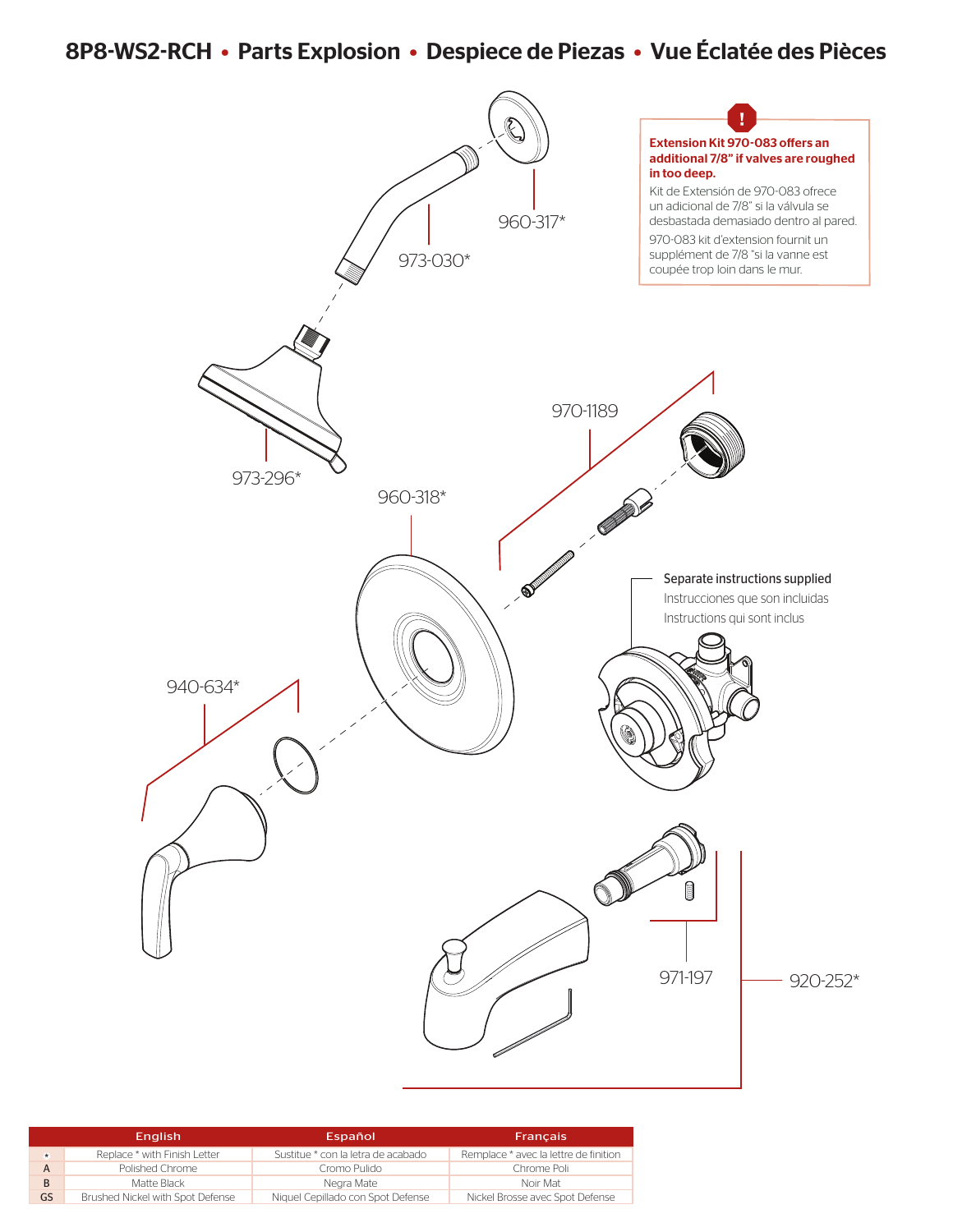# 8P8-WS2-RCH • Parts Explosion • Despiece de Piezas • Vue Éclatée des Pièces

**Extension Kit 970-083 offers an additional 7/8" if valves are roughed in too deep.**

Kit de Extensión de 970-083 ofrece un adicional de 7/8" si la válvula se desbastada demasiado dentro al pared.

970-083 kit d'extension fournit un supplément de 7/8 "si la vanne est coupée trop loin dans le mur.

960-317*

973-030*

973-296*

970-1189

960-318*

Separate instructions supplied

Instrucciones que son incluidas

Instructions qui sont inclus

940-634*

971-197

920-252*

| | English | Español | Français |
|---|---|---|---|
| * | Replace * with Finish Letter | Sustitue * con la letra de acabado | Remplace * avec la lettre de finition |
| A | Polished Chrome | Cromo Pulido | Chrome Poli |
| B | Matte Black | Negra Mate | Noir Mat |
| GS | Brushed Nickel with Spot Defense | Niquel Cepillado con Spot Defense | Nickel Brosse avec Spot Defense |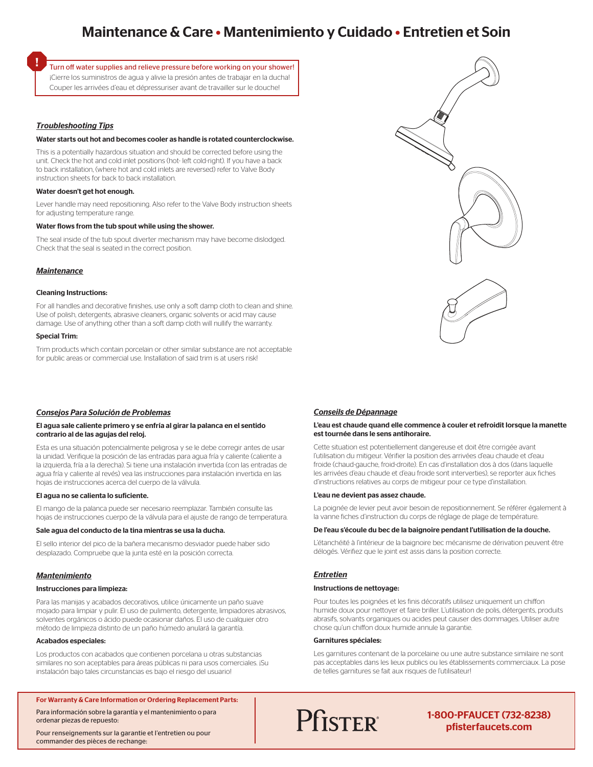# Maintenance & Care • Mantenimiento y Cuidado • Entretien et Soin

> **!** Turn off water supplies and relieve pressure before working on your shower!
> ¡Cierre los suministros de agua y alivie la presión antes de trabajar en la ducha!
> Couper les arrivées d'eau et dépressuriser avant de travailler sur le douche!

### *Troubleshooting Tips*

**Water starts out hot and becomes cooler as handle is rotated counterclockwise.**

This is a potentially hazardous situation and should be corrected before using the unit. Check the hot and cold inlet positions (hot- left cold-right). If you have a back to back installation, (where hot and cold inlets are reversed) refer to Valve Body instruction sheets for back to back installation.

**Water doesn't get hot enough.**

Lever handle may need repositioning. Also refer to the Valve Body instruction sheets for adjusting temperature range.

**Water flows from the tub spout while using the shower.**

The seal inside of the tub spout diverter mechanism may have become dislodged. Check that the seal is seated in the correct position.

### *Maintenance*

**Cleaning Instructions:**

For all handles and decorative finishes, use only a soft damp cloth to clean and shine. Use of polish, detergents, abrasive cleaners, organic solvents or acid may cause damage. Use of anything other than a soft damp cloth will nullify the warranty.

**Special Trim:**

Trim products which contain porcelain or other similar substance are not acceptable for public areas or commercial use. Installation of said trim is at users risk!

### *Consejos Para Solución de Problemas*

**El agua sale caliente primero y se enfría al girar la palanca en el sentido contrario al de las agujas del reloj.**

Esta es una situación potencialmente peligrosa y se le debe corregir antes de usar la unidad. Verifique la posición de las entradas para agua fría y caliente (caliente a la izquierda, fría a la derecha). Si tiene una instalación invertida (con las entradas de agua fría y caliente al revés) vea las instrucciones para instalación invertida en las hojas de instrucciones acerca del cuerpo de la válvula.

**El agua no se calienta lo suficiente.**

El mango de la palanca puede ser necesario reemplazar. También consulte las hojas de instrucciones cuerpo de la válvula para el ajuste de rango de temperatura.

**Sale agua del conducto de la tina mientras se usa la ducha.**

El sello interior del pico de la bañera mecanismo desviador puede haber sido desplazado. Compruebe que la junta esté en la posición correcta.

### *Mantenimiento*

**Instrucciones para limpieza:**

Para las manijas y acabados decorativos, utilice únicamente un paño suave mojado para limpiar y pulir. El uso de pulimento, detergente, limpiadores abrasivos, solventes orgánicos o ácido puede ocasionar daños. El uso de cualquier otro método de limpieza distinto de un paño húmedo anulará la garantía.

**Acabados especiales:**

Los productos con acabados que contienen porcelana u otras substancias similares no son aceptables para áreas públicas ni para usos comerciales. ¡Su instalación bajo tales circunstancias es bajo el riesgo del usuario!

### *Conseils de Dépannage*

**L'eau est chaude quand elle commence à couler et refroidit lorsque la manette est tournée dans le sens antihoraire.**

Cette situation est potentiellement dangereuse et doit être corrigée avant l'utilisation du mitigeur. Vérifier la position des arrivées d'eau chaude et d'eau froide (chaud-gauche, froid-droite). En cas d'installation dos à dos (dans laquelle les arrivées d'eau chaude et d'eau froide sont interverties), se reporter aux fiches d'instructions relatives au corps de mitigeur pour ce type d'installation.

**L'eau ne devient pas assez chaude.**

La poignée de levier peut avoir besoin de repositionnement. Se référer également à la vanne fiches d'instruction du corps de réglage de plage de température.

**De l'eau s'écoule du bec de la baignoire pendant l'utilisation de la douche.**

L'étanchéité à l'intérieur de la baignoire bec mécanisme de dérivation peuvent être délogés. Vérifiez que le joint est assis dans la position correcte.

### *Entretien*

**Instructions de nettoyage:**

Pour toutes les poignées et les finis décoratifs utilisez uniquement un chiffon humide doux pour nettoyer et faire briller. L'utilisation de polis, détergents, produits abrasifs, solvants organiques ou acides peut causer des dommages. Utiliser autre chose qu'un chiffon doux humide annule la garantie.

**Garnitures spéciales:**

Les garnitures contenant de la porcelaine ou une autre substance similaire ne sont pas acceptables dans les lieux publics ou les établissements commerciaux. La pose de telles garnitures se fait aux risques de l'utilisateur!

---

**For Warranty & Care Information or Ordering Replacement Parts:**

Para información sobre la garantía y el mantenimiento o para ordenar piezas de repuesto:

Pour renseignements sur la garantie et l'entretien ou pour commander des pièces de rechange:

PFISTER®

**1-800-PFAUCET (732-8238)**
**pfisterfaucets.com**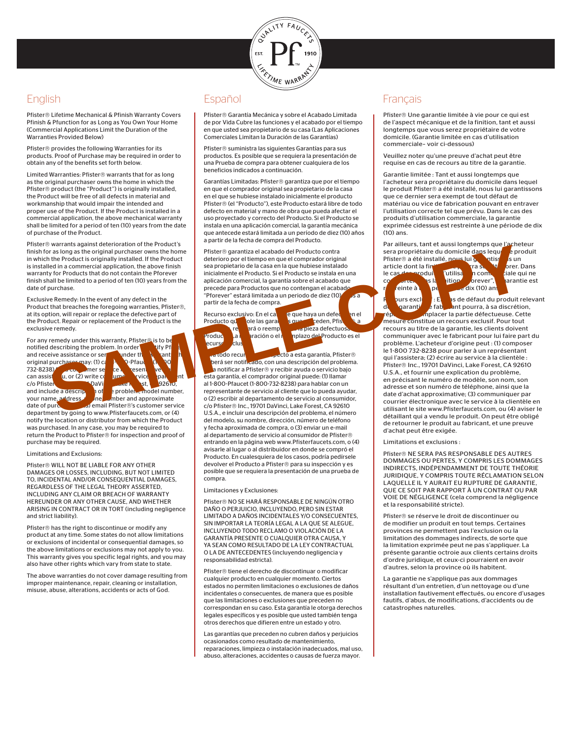## English

Pfister® Lifetime Mechanical & Pfinish Warranty Covers Pfinish & Pfunction for as Long as You Own Your Home (Commercial Applications Limit the Duration of the Warranties Provided Below)

Pfister® provides the following Warranties for its products. Proof of Purchase may be required in order to obtain any of the benefits set forth below.

Limited Warranties: Pfister® warrants that for as long as the original purchaser owns the home in which the Pfister® product (the "Product") is originally installed, the Product will be free of all defects in material and workmanship that would impair the intended and proper use of the Product. If the Product is installed in a commercial application, the above mechanical warranty shall be limited for a period of ten (10) years from the date of purchase of the Product.

Pfister® warrants against deterioration of the Product's finish for as long as the original purchaser owns the home in which the Product is originally installed. If the Product is installed in a commercial application, the above finish warranty for Products that do not contain the Pforever finish shall be limited to a period of ten (10) years from the date of purchase.

Exclusive Remedy: In the event of any defect in the Product that breaches the foregoing warranties, Pfister®, at its option, will repair or replace the defective part of the Product. Repair or replacement of the Product is the exclusive remedy.

For any remedy under this warranty, Pfister® is to be notified describing the problem. In order to notify Pfister® and receive assistance or service under this warranty, the original purchaser may: (1) call 1-800-Pfaucet (1-800-732-8238) for a consumer service representative who can assist you, or (2) write consumer service department c/o Pfister® Inc., 19701 DaVinci, Lake Forest, CA 92610, and include a description of the problem, model number, your name, address, phone number and approximate date of purchase, (3) email Pfister®'s customer service department by going to www.Pfisterfaucets.com, or (4) notify the location or distributor from which the Product was purchased. In any case, you may be required to return the Product to Pfister® for inspection and proof of purchase may be required.

Limitations and Exclusions:

Pfister® WILL NOT BE LIABLE FOR ANY OTHER DAMAGES OR LOSSES, INCLUDING, BUT NOT LIMITED TO, INCIDENTAL AND/OR CONSEQUENTIAL DAMAGES, REGARDLESS OF THE LEGAL THEORY ASSERTED, INCLUDING ANY CLAIM OR BREACH OF WARRANTY HEREUNDER OR ANY OTHER CAUSE, AND WHETHER ARISING IN CONTRACT OR IN TORT (including negligence and strict liability).

Pfister® has the right to discontinue or modify any product at any time. Some states do not allow limitations or exclusions of incidental or consequential damages, so the above limitations or exclusions may not apply to you. This warranty gives you specific legal rights, and you may also have other rights which vary from state to state.

The above warranties do not cover damage resulting from improper maintenance, repair, cleaning or installation, misuse, abuse, alterations, accidents or acts of God.

## Español

Pfister® Garantía Mecánica y sobre el Acabado Limitada de por Vida Cubre las funciones y el acabado por el tiempo en que usted sea propietario de su casa (Las Aplicaciones Comerciales Limitan la Duración de las Garantías)

Pfister® suministra las siguientes Garantías para sus productos. Es posible que se requiera la presentación de una Prueba de compra para obtener cualquiera de los beneficios indicados a continuación.

Garantías Limitadas: Pfister® garantiza que por el tiempo en que el comprador original sea propietario de la casa en el que se hubiese instalado inicialmente el producto Pfister® (el "Producto"), este Producto estará libre de todo defecto en material y mano de obra que pueda afectar el uso proyectado y correcto del Producto. Si el Producto se instala en una aplicación comercial, la garantía mecánica que antecede estará limitada a un período de diez (10) años a partir de la fecha de compra del Producto.

Pfister® garantiza el acabado del Producto contra deterioro por el tiempo en que el comprador original sea propietario de la casa en la que hubiese instalado inicialmente el Producto. Si el Producto se instala en una aplicación comercial, la garantía sobre el acabado que precede para Productos que no contengan el acabado "Pforever" estará limitada a un período de diez (10) años a partir de la fecha de compra.

Recurso exclusivo: En el caso de que haya un defecto en el Producto que viole las garantías que preceden, Pfister®, a su opción, reparará o reemplazará la pieza defectuosa del Producto. La reparación o el reemplazo del Producto es el recurso exclusivo.

Para todo recurso con respecto a esta garantía, Pfister® deberá ser notificado, con una descripción del problema. Para notificar a Pfister® y recibir ayuda o servicio bajo esta garantía, el comprador original puede: (1) llamar al 1-800-Pfaucet (1-800-732-8238) para hablar con un representante de servicio al cliente que lo pueda ayudar, o (2) escribir al departamento de servicio al consumidor, c/o Pfister® Inc., 19701 DaVinci, Lake Forest, CA 92610 U.S.A., e incluir una descripción del problema, el número del modelo, su nombre, dirección, número de teléfono y fecha aproximada de compra, o (3) enviar un e-mail al departamento de servicio al consumidor de Pfister® entrando en la página web www.Pfisterfaucets.com, o (4) avisarle al lugar o al distribuidor en donde se compró el Producto. En cualesquiera de los casos, podría pedírsele devolver el Producto a Pfister® para su inspección y es posible que se requiera la presentación de una prueba de compra.

Limitaciones y Exclusiones:

Pfister® NO SE HARÁ RESPONSABLE DE NINGÚN OTRO DAÑO O PERJUICIO, INCLUYENDO, PERO SIN ESTAR LIMITADO A DAÑOS INCIDENTALES Y/O CONSECUENTES, SIN IMPORTAR LA TEORÍA LEGAL A LA QUE SE ALEGUE, INCLUYENDO TODO RECLAMO O VIOLACIÓN DE LA GARANTÍA PRESENTE O CUALQUIER OTRA CAUSA, Y YA SEAN COMO RESULTADO DE LA LEY CONTRACTUAL O LA DE ANTECEDENTES (incluyendo negligencia y responsabilidad estricta).

Pfister® tiene el derecho de discontinuar o modificar cualquier producto en cualquier momento. Ciertos estados no permiten limitaciones o exclusiones de daños incidentales o consecuentes, de manera que es posible que las limitaciones o exclusiones que preceden no correspondan en su caso. Esta garantía le otorga derechos legales específicos y es posible que usted también tenga otros derechos que difieren entre un estado y otro.

Las garantías que preceden no cubren daños y perjuicios ocasionados como resultado de mantenimiento, reparaciones, limpieza o instalación inadecuados, mal uso, abuso, alteraciones, accidentes o causas de fuerza mayor.

## Français

Pfister® Une garantie limitée à vie pour ce qui est de l'aspect mécanique et de la finition, tant et aussi longtemps que vous serez propriétaire de votre domicile. (Garantie limitée en cas d'utilisation commerciale– voir ci-dessous)

Veuillez noter qu'une preuve d'achat peut être requise en cas de recours au titre de la garantie.

Garantie limitée : Tant et aussi longtemps que l'acheteur sera propriétaire du domicile dans lequel le produit Pfister® a été installé, nous lui garantissons que ce dernier sera exempt de tout défaut de matériau ou vice de fabrication pouvant en entraver l'utilisation correcte tel que prévu. Dans le cas des produits d'utilisation commerciale, la garantie exprimée cidessus est restreinte à une période de dix (10) ans.

Par ailleurs, tant et aussi longtemps que l'acheteur sera propriétaire du domicile dans lequel le produit Pfister® a été installé, nous lui garantissons un article dont la finition ne pourra se détériorer. Dans le cas des produits d'utilisation commerciale qui ne comportent pas la finition "Pforever", la garantie est restreinte à une période de dix (10) ans.

Recours exclusif : En cas de défaut du produit relevant de la garantie, le fabricant pourra, à sa discrétion, réparer ou remplacer la partie défectueuse. Cette mesure constitue un recours exclusif. Pour tout recours au titre de la garantie, les clients doivent communiquer avec le fabricant pour lui faire part du problème. L'acheteur d'origine peut : (1) composer le 1-800 732-8238 pour parler à un représentant qui l'assistera; (2) écrire au service à la clientèle : Pfister® Inc., 19701 DaVinci, Lake Forest, CA 92610 U.S.A., et fournir une explication du problème, en précisant le numéro de modèle, son nom, son adresse et son numéro de téléphone, ainsi que la date d'achat approximative; (3) communiquer par courrier électronique avec le service à la clientèle en utilisant le site www.Pfisterfaucets.com, ou (4) aviser le détaillant qui a vendu le produit. On peut être obligé de retourner le produit au fabricant, et une preuve d'achat peut être exigée.

Limitations et exclusions :

Pfister® NE SERA PAS RESPONSABLE DES AUTRES DOMMAGES OU PERTES, Y COMPRIS LES DOMMAGES INDIRECTS, INDÉPENDAMMENT DE TOUTE THÉORIE JURIDIQUE, Y COMPRIS TOUTE RÉCLAMATION SELON LAQUELLE IL Y AURAIT EU RUPTURE DE GARANTIE, QUE CE SOIT PAR RAPPORT À UN CONTRAT OU PAR VOIE DE NÉGLIGENCE (cela comprend la négligence et la responsabilité stricte).

Pfister® se réserve le droit de discontinuer ou de modifier un produit en tout temps. Certaines provinces ne permettent pas l'exclusion ou la limitation des dommages indirects, de sorte que la limitation exprimée peut ne pas s'appliquer. La présente garantie octroie aux clients certains droits d'ordre juridique, et ceux-ci pourraient en avoir d'autres, selon la province où ils habitent.

La garantie ne s'applique pas aux dommages résultant d'un entretien, d'un nettoyage ou d'une installation fautivement effectués, ou encore d'usages fautifs, d'abus, de modifications, d'accidents ou de catastrophes naturelles.